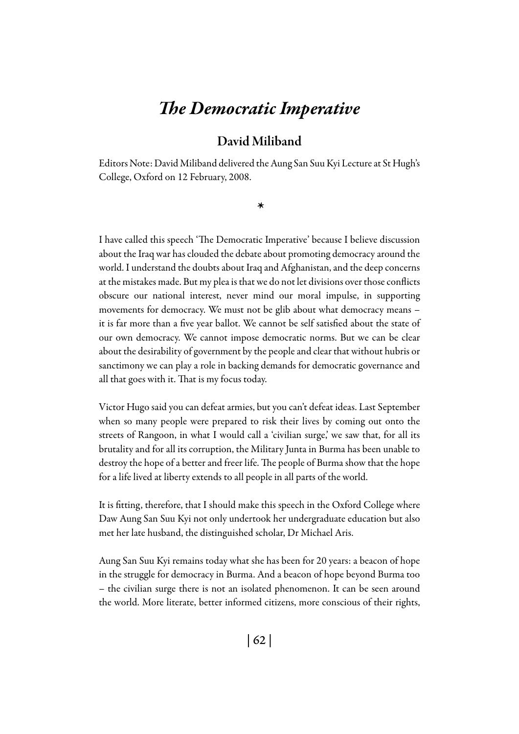# *The Democratic Imperative*

## David Miliband

Editors Note: David Miliband delivered the Aung San Suu Kyi Lecture at St Hugh's College, Oxford on 12 February, 2008.

*

I have called this speech 'The Democratic Imperative' because I believe discussion about the Iraq war has clouded the debate about promoting democracy around the world. I understand the doubts about Iraq and Afghanistan, and the deep concerns at the mistakes made. But my plea is that we do not let divisions over those conflicts obscure our national interest, never mind our moral impulse, in supporting movements for democracy. We must not be glib about what democracy means – it is far more than a five year ballot. We cannot be self satisfied about the state of our own democracy. We cannot impose democratic norms. But we can be clear about the desirability of government by the people and clear that without hubris or sanctimony we can play a role in backing demands for democratic governance and all that goes with it. That is my focus today.

Victor Hugo said you can defeat armies, but you can't defeat ideas. Last September when so many people were prepared to risk their lives by coming out onto the streets of Rangoon, in what I would call a 'civilian surge,' we saw that, for all its brutality and for all its corruption, the Military Junta in Burma has been unable to destroy the hope of a better and freer life. The people of Burma show that the hope for a life lived at liberty extends to all people in all parts of the world.

It is fitting, therefore, that I should make this speech in the Oxford College where Daw Aung San Suu Kyi not only undertook her undergraduate education but also met her late husband, the distinguished scholar, Dr Michael Aris.

Aung San Suu Kyi remains today what she has been for 20 years: a beacon of hope in the struggle for democracy in Burma. And a beacon of hope beyond Burma too – the civilian surge there is not an isolated phenomenon. It can be seen around the world. More literate, better informed citizens, more conscious of their rights,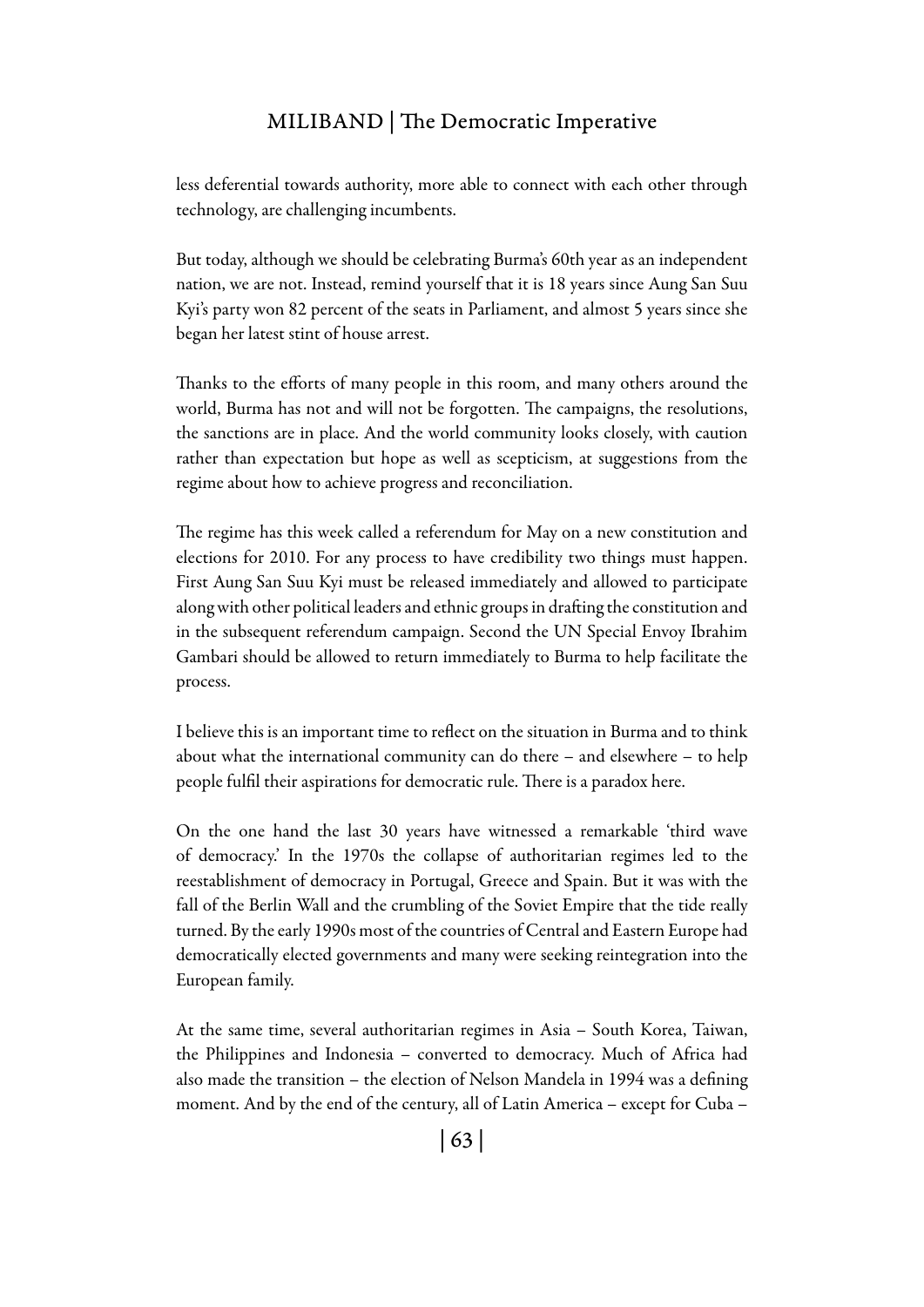less deferential towards authority, more able to connect with each other through technology, are challenging incumbents.

But today, although we should be celebrating Burma's 60th year as an independent nation, we are not. Instead, remind yourself that it is 18 years since Aung San Suu Kyi's party won 82 percent of the seats in Parliament, and almost 5 years since she began her latest stint of house arrest.

Thanks to the efforts of many people in this room, and many others around the world, Burma has not and will not be forgotten. The campaigns, the resolutions, the sanctions are in place. And the world community looks closely, with caution rather than expectation but hope as well as scepticism, at suggestions from the regime about how to achieve progress and reconciliation.

The regime has this week called a referendum for May on a new constitution and elections for 2010. For any process to have credibility two things must happen. First Aung San Suu Kyi must be released immediately and allowed to participate along with other political leaders and ethnic groups in drafting the constitution and in the subsequent referendum campaign. Second the UN Special Envoy Ibrahim Gambari should be allowed to return immediately to Burma to help facilitate the process.

I believe this is an important time to reflect on the situation in Burma and to think about what the international community can do there – and elsewhere – to help people fulfil their aspirations for democratic rule. There is a paradox here.

On the one hand the last 30 years have witnessed a remarkable 'third wave of democracy.' In the 1970s the collapse of authoritarian regimes led to the reestablishment of democracy in Portugal, Greece and Spain. But it was with the fall of the Berlin Wall and the crumbling of the Soviet Empire that the tide really turned. By the early 1990s most of the countries of Central and Eastern Europe had democratically elected governments and many were seeking reintegration into the European family.

At the same time, several authoritarian regimes in Asia – South Korea, Taiwan, the Philippines and Indonesia – converted to democracy. Much of Africa had also made the transition – the election of Nelson Mandela in 1994 was a defining moment. And by the end of the century, all of Latin America – except for Cuba –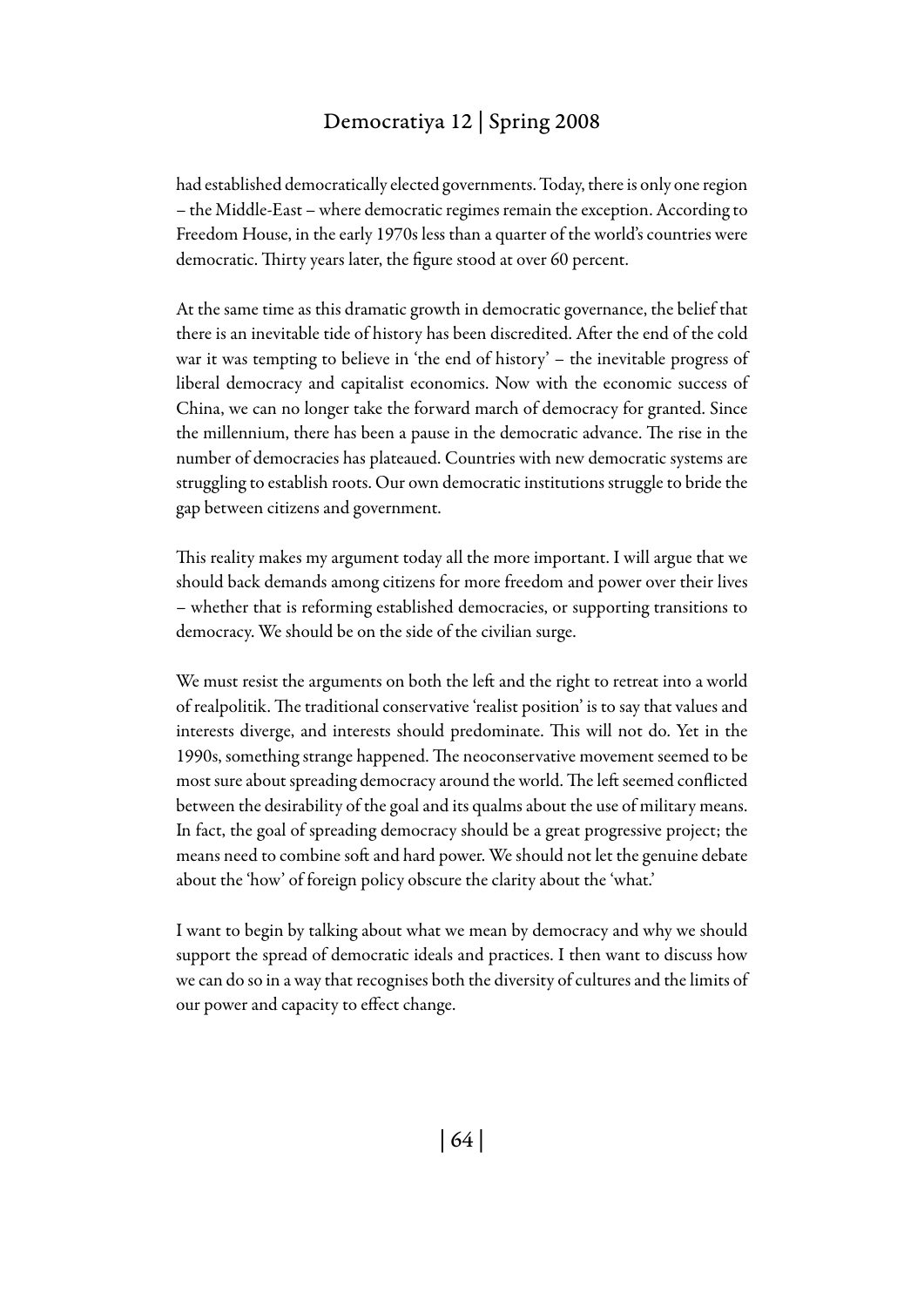had established democratically elected governments. Today, there is only one region – the Middle-East – where democratic regimes remain the exception. According to Freedom House, in the early 1970s less than a quarter of the world's countries were democratic. Thirty years later, the figure stood at over 60 percent.

At the same time as this dramatic growth in democratic governance, the belief that there is an inevitable tide of history has been discredited. After the end of the cold war it was tempting to believe in 'the end of history' – the inevitable progress of liberal democracy and capitalist economics. Now with the economic success of China, we can no longer take the forward march of democracy for granted. Since the millennium, there has been a pause in the democratic advance. The rise in the number of democracies has plateaued. Countries with new democratic systems are struggling to establish roots. Our own democratic institutions struggle to bride the gap between citizens and government.

This reality makes my argument today all the more important. I will argue that we should back demands among citizens for more freedom and power over their lives – whether that is reforming established democracies, or supporting transitions to democracy. We should be on the side of the civilian surge.

We must resist the arguments on both the left and the right to retreat into a world of realpolitik. The traditional conservative 'realist position' is to say that values and interests diverge, and interests should predominate. This will not do. Yet in the 1990s, something strange happened. The neoconservative movement seemed to be most sure about spreading democracy around the world. The left seemed conflicted between the desirability of the goal and its qualms about the use of military means. In fact, the goal of spreading democracy should be a great progressive project; the means need to combine soft and hard power. We should not let the genuine debate about the 'how' of foreign policy obscure the clarity about the 'what.'

I want to begin by talking about what we mean by democracy and why we should support the spread of democratic ideals and practices. I then want to discuss how we can do so in a way that recognises both the diversity of cultures and the limits of our power and capacity to effect change.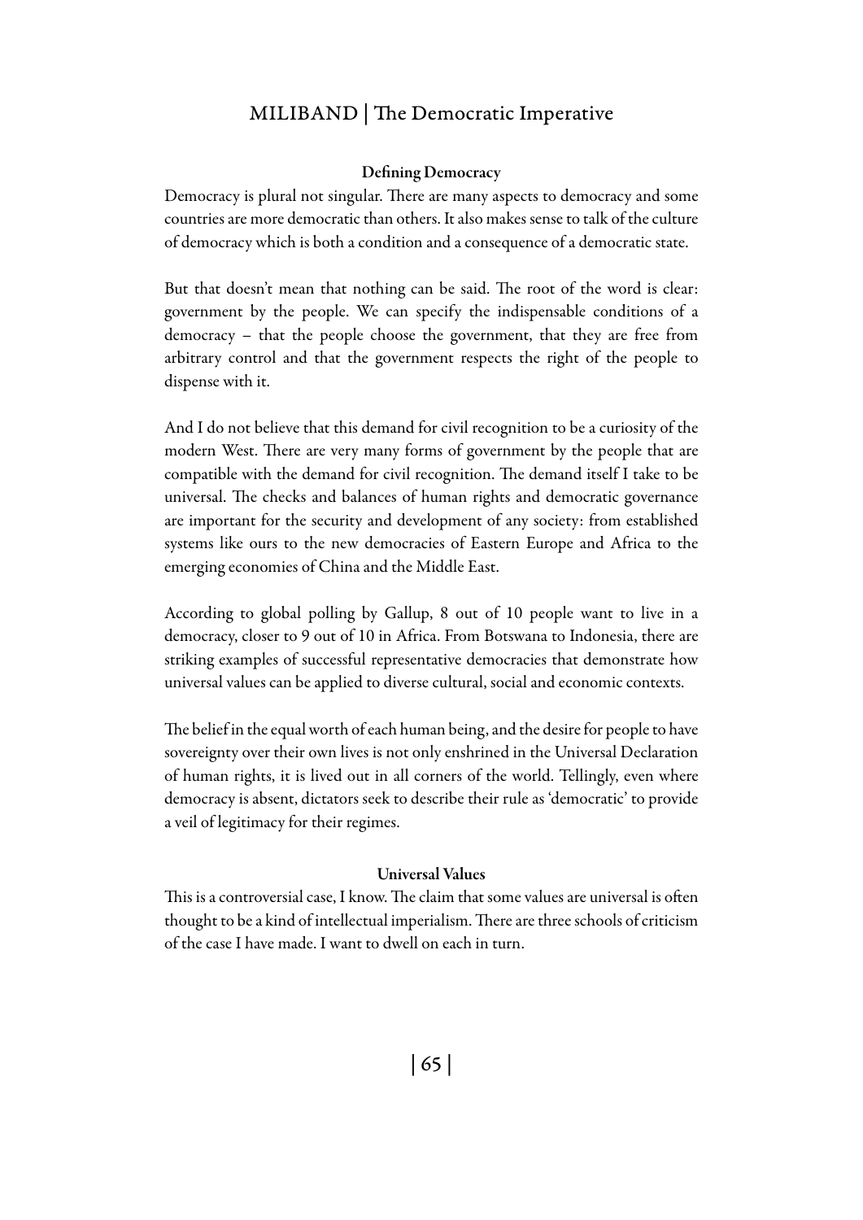### Defining Democracy

Democracy is plural not singular. There are many aspects to democracy and some countries are more democratic than others. It also makes sense to talk of the culture of democracy which is both a condition and a consequence of a democratic state.

But that doesn't mean that nothing can be said. The root of the word is clear: government by the people. We can specify the indispensable conditions of a democracy – that the people choose the government, that they are free from arbitrary control and that the government respects the right of the people to dispense with it.

And I do not believe that this demand for civil recognition to be a curiosity of the modern West. There are very many forms of government by the people that are compatible with the demand for civil recognition. The demand itself I take to be universal. The checks and balances of human rights and democratic governance are important for the security and development of any society: from established systems like ours to the new democracies of Eastern Europe and Africa to the emerging economies of China and the Middle East.

According to global polling by Gallup, 8 out of 10 people want to live in a democracy, closer to 9 out of 10 in Africa. From Botswana to Indonesia, there are striking examples of successful representative democracies that demonstrate how universal values can be applied to diverse cultural, social and economic contexts.

The belief in the equal worth of each human being, and the desire for people to have sovereignty over their own lives is not only enshrined in the Universal Declaration of human rights, it is lived out in all corners of the world. Tellingly, even where democracy is absent, dictators seek to describe their rule as 'democratic' to provide a veil of legitimacy for their regimes.

### Universal Values

This is a controversial case, I know. The claim that some values are universal is often thought to be a kind of intellectual imperialism. There are three schools of criticism of the case I have made. I want to dwell on each in turn.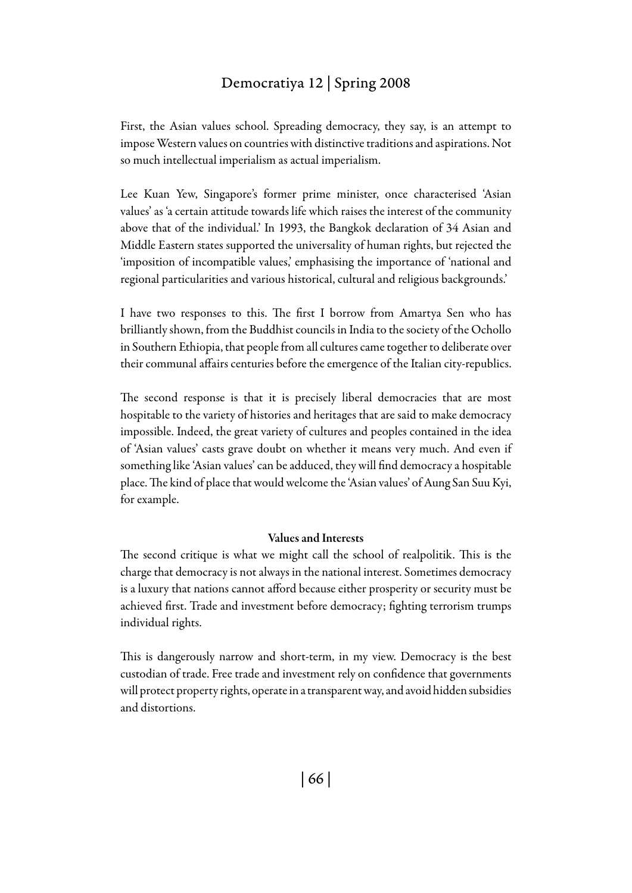First, the Asian values school. Spreading democracy, they say, is an attempt to impose Western values on countries with distinctive traditions and aspirations. Not so much intellectual imperialism as actual imperialism.

Lee Kuan Yew, Singapore's former prime minister, once characterised 'Asian values' as 'a certain attitude towards life which raises the interest of the community above that of the individual.' In 1993, the Bangkok declaration of 34 Asian and Middle Eastern states supported the universality of human rights, but rejected the 'imposition of incompatible values,' emphasising the importance of 'national and regional particularities and various historical, cultural and religious backgrounds.'

I have two responses to this. The first I borrow from Amartya Sen who has brilliantly shown, from the Buddhist councils in India to the society of the Ochollo in Southern Ethiopia, that people from all cultures came together to deliberate over their communal affairs centuries before the emergence of the Italian city-republics.

The second response is that it is precisely liberal democracies that are most hospitable to the variety of histories and heritages that are said to make democracy impossible. Indeed, the great variety of cultures and peoples contained in the idea of 'Asian values' casts grave doubt on whether it means very much. And even if something like 'Asian values' can be adduced, they will find democracy a hospitable place. The kind of place that would welcome the 'Asian values' of Aung San Suu Kyi, for example.

### Values and Interests

The second critique is what we might call the school of realpolitik. This is the charge that democracy is not always in the national interest. Sometimes democracy is a luxury that nations cannot afford because either prosperity or security must be achieved first. Trade and investment before democracy; fighting terrorism trumps individual rights.

This is dangerously narrow and short-term, in my view. Democracy is the best custodian of trade. Free trade and investment rely on confidence that governments will protect property rights, operate in a transparent way, and avoid hidden subsidies and distortions.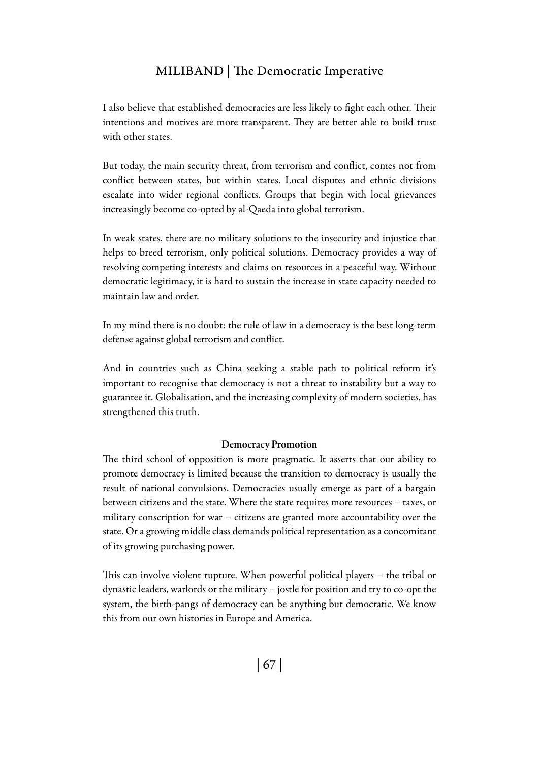I also believe that established democracies are less likely to fight each other. Their intentions and motives are more transparent. They are better able to build trust with other states.

But today, the main security threat, from terrorism and conflict, comes not from conflict between states, but within states. Local disputes and ethnic divisions escalate into wider regional conflicts. Groups that begin with local grievances increasingly become co-opted by al-Qaeda into global terrorism.

In weak states, there are no military solutions to the insecurity and injustice that helps to breed terrorism, only political solutions. Democracy provides a way of resolving competing interests and claims on resources in a peaceful way. Without democratic legitimacy, it is hard to sustain the increase in state capacity needed to maintain law and order.

In my mind there is no doubt: the rule of law in a democracy is the best long-term defense against global terrorism and conflict.

And in countries such as China seeking a stable path to political reform it's important to recognise that democracy is not a threat to instability but a way to guarantee it. Globalisation, and the increasing complexity of modern societies, has strengthened this truth.

### Democracy Promotion

The third school of opposition is more pragmatic. It asserts that our ability to promote democracy is limited because the transition to democracy is usually the result of national convulsions. Democracies usually emerge as part of a bargain between citizens and the state. Where the state requires more resources – taxes, or military conscription for war – citizens are granted more accountability over the state. Or a growing middle class demands political representation as a concomitant of its growing purchasing power.

This can involve violent rupture. When powerful political players – the tribal or dynastic leaders, warlords or the military – jostle for position and try to co-opt the system, the birth-pangs of democracy can be anything but democratic. We know this from our own histories in Europe and America.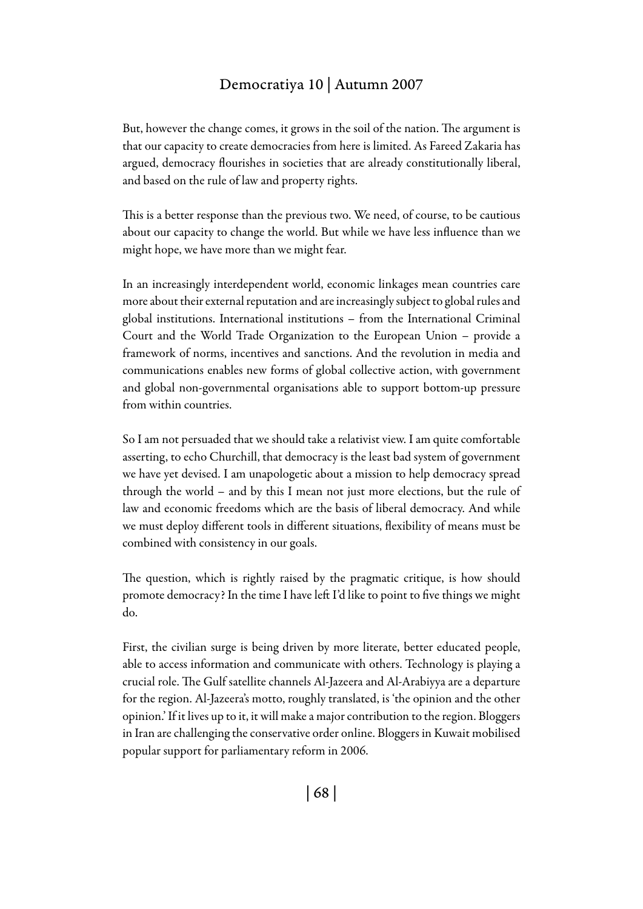But, however the change comes, it grows in the soil of the nation. The argument is that our capacity to create democracies from here is limited. As Fareed Zakaria has argued, democracy flourishes in societies that are already constitutionally liberal, and based on the rule of law and property rights.

This is a better response than the previous two. We need, of course, to be cautious about our capacity to change the world. But while we have less influence than we might hope, we have more than we might fear.

In an increasingly interdependent world, economic linkages mean countries care more about their external reputation and are increasingly subject to global rules and global institutions. International institutions – from the International Criminal Court and the World Trade Organization to the European Union – provide a framework of norms, incentives and sanctions. And the revolution in media and communications enables new forms of global collective action, with government and global non-governmental organisations able to support bottom-up pressure from within countries.

So I am not persuaded that we should take a relativist view. I am quite comfortable asserting, to echo Churchill, that democracy is the least bad system of government we have yet devised. I am unapologetic about a mission to help democracy spread through the world – and by this I mean not just more elections, but the rule of law and economic freedoms which are the basis of liberal democracy. And while we must deploy different tools in different situations, flexibility of means must be combined with consistency in our goals.

The question, which is rightly raised by the pragmatic critique, is how should promote democracy? In the time I have left I'd like to point to five things we might do.

First, the civilian surge is being driven by more literate, better educated people, able to access information and communicate with others. Technology is playing a crucial role. The Gulf satellite channels Al-Jazeera and Al-Arabiyya are a departure for the region. Al-Jazeera's motto, roughly translated, is 'the opinion and the other opinion.' If it lives up to it, it will make a major contribution to the region. Bloggers in Iran are challenging the conservative order online. Bloggers in Kuwait mobilised popular support for parliamentary reform in 2006.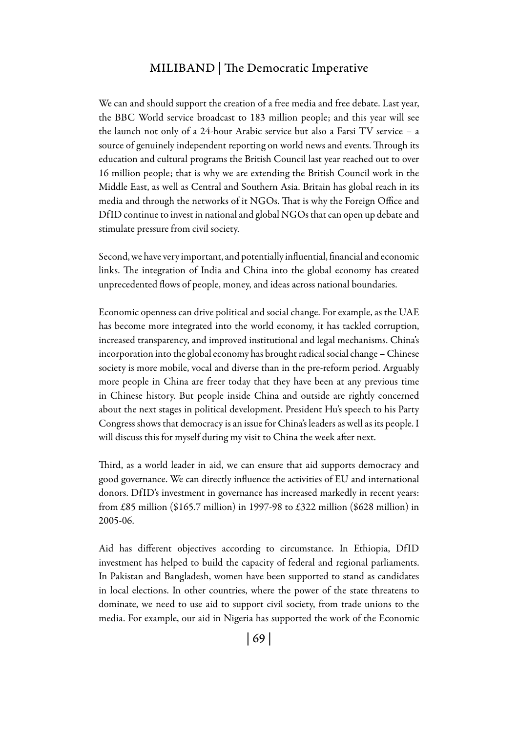We can and should support the creation of a free media and free debate. Last year, the BBC World service broadcast to 183 million people; and this year will see the launch not only of a 24-hour Arabic service but also a Farsi TV service – a source of genuinely independent reporting on world news and events. Through its education and cultural programs the British Council last year reached out to over 16 million people; that is why we are extending the British Council work in the Middle East, as well as Central and Southern Asia. Britain has global reach in its media and through the networks of it NGOs. That is why the Foreign Office and DfID continue to invest in national and global NGOs that can open up debate and stimulate pressure from civil society.

Second, we have very important, and potentially influential, financial and economic links. The integration of India and China into the global economy has created unprecedented flows of people, money, and ideas across national boundaries.

Economic openness can drive political and social change. For example, as the UAE has become more integrated into the world economy, it has tackled corruption, increased transparency, and improved institutional and legal mechanisms. China's incorporation into the global economy has brought radical social change – Chinese society is more mobile, vocal and diverse than in the pre-reform period. Arguably more people in China are freer today that they have been at any previous time in Chinese history. But people inside China and outside are rightly concerned about the next stages in political development. President Hu's speech to his Party Congress shows that democracy is an issue for China's leaders as well as its people. I will discuss this for myself during my visit to China the week after next.

Third, as a world leader in aid, we can ensure that aid supports democracy and good governance. We can directly influence the activities of EU and international donors. DfID's investment in governance has increased markedly in recent years: from £85 million ($165.7 million) in 1997-98 to £322 million ($628 million) in 2005-06.

Aid has different objectives according to circumstance. In Ethiopia, DfID investment has helped to build the capacity of federal and regional parliaments. In Pakistan and Bangladesh, women have been supported to stand as candidates in local elections. In other countries, where the power of the state threatens to dominate, we need to use aid to support civil society, from trade unions to the media. For example, our aid in Nigeria has supported the work of the Economic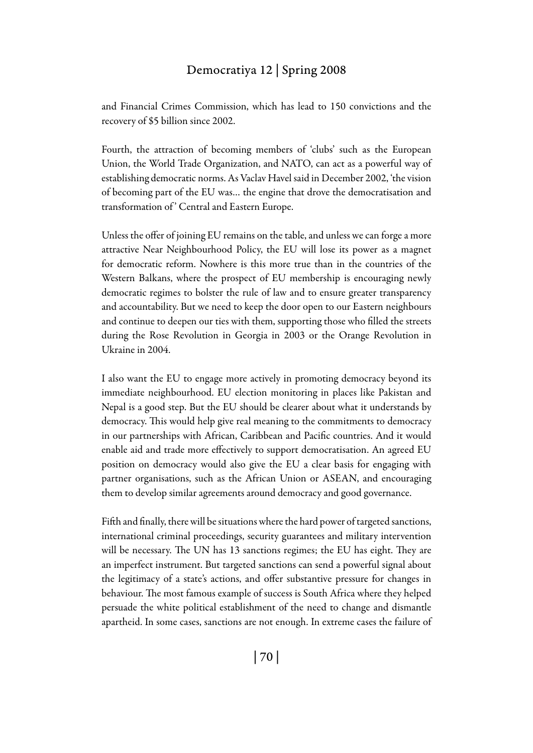and Financial Crimes Commission, which has lead to 150 convictions and the recovery of $5 billion since 2002.

Fourth, the attraction of becoming members of 'clubs' such as the European Union, the World Trade Organization, and NATO, can act as a powerful way of establishing democratic norms. As Vaclav Havel said in December 2002, 'the vision of becoming part of the EU was... the engine that drove the democratisation and transformation of' Central and Eastern Europe.

Unless the offer of joining EU remains on the table, and unless we can forge a more attractive Near Neighbourhood Policy, the EU will lose its power as a magnet for democratic reform. Nowhere is this more true than in the countries of the Western Balkans, where the prospect of EU membership is encouraging newly democratic regimes to bolster the rule of law and to ensure greater transparency and accountability. But we need to keep the door open to our Eastern neighbours and continue to deepen our ties with them, supporting those who filled the streets during the Rose Revolution in Georgia in 2003 or the Orange Revolution in Ukraine in 2004.

I also want the EU to engage more actively in promoting democracy beyond its immediate neighbourhood. EU election monitoring in places like Pakistan and Nepal is a good step. But the EU should be clearer about what it understands by democracy. This would help give real meaning to the commitments to democracy in our partnerships with African, Caribbean and Pacific countries. And it would enable aid and trade more effectively to support democratisation. An agreed EU position on democracy would also give the EU a clear basis for engaging with partner organisations, such as the African Union or ASEAN, and encouraging them to develop similar agreements around democracy and good governance.

Fifth and finally, there will be situations where the hard power of targeted sanctions, international criminal proceedings, security guarantees and military intervention will be necessary. The UN has 13 sanctions regimes; the EU has eight. They are an imperfect instrument. But targeted sanctions can send a powerful signal about the legitimacy of a state's actions, and offer substantive pressure for changes in behaviour. The most famous example of success is South Africa where they helped persuade the white political establishment of the need to change and dismantle apartheid. In some cases, sanctions are not enough. In extreme cases the failure of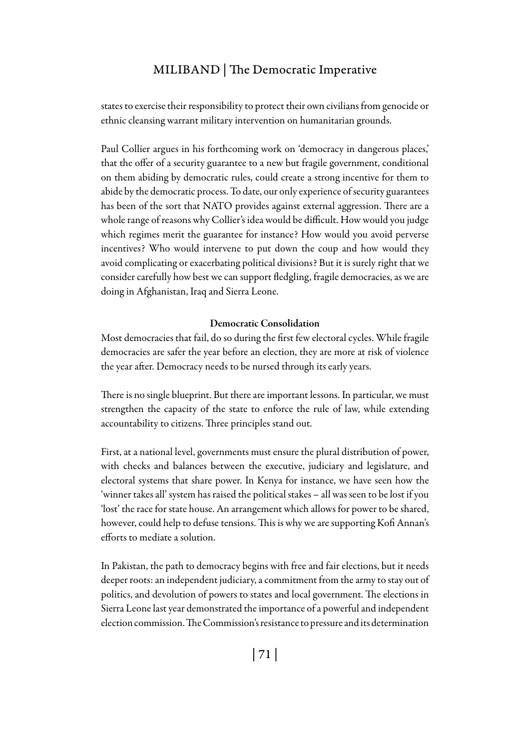states to exercise their responsibility to protect their own civilians from genocide or ethnic cleansing warrant military intervention on humanitarian grounds.

Paul Collier argues in his forthcoming work on 'democracy in dangerous places,' that the offer of a security guarantee to a new but fragile government, conditional on them abiding by democratic rules, could create a strong incentive for them to abide by the democratic process. To date, our only experience of security guarantees has been of the sort that NATO provides against external aggression. There are a whole range of reasons why Collier's idea would be difficult. How would you judge which regimes merit the guarantee for instance? How would you avoid perverse incentives? Who would intervene to put down the coup and how would they avoid complicating or exacerbating political divisions? But it is surely right that we consider carefully how best we can support fledgling, fragile democracies, as we are doing in Afghanistan, Iraq and Sierra Leone.

### Democratic Consolidation

Most democracies that fail, do so during the first few electoral cycles. While fragile democracies are safer the year before an election, they are more at risk of violence the year after. Democracy needs to be nursed through its early years.

There is no single blueprint. But there are important lessons. In particular, we must strengthen the capacity of the state to enforce the rule of law, while extending accountability to citizens. Three principles stand out.

First, at a national level, governments must ensure the plural distribution of power, with checks and balances between the executive, judiciary and legislature, and electoral systems that share power. In Kenya for instance, we have seen how the 'winner takes all' system has raised the political stakes – all was seen to be lost if you 'lost' the race for state house. An arrangement which allows for power to be shared, however, could help to defuse tensions. This is why we are supporting Kofi Annan's efforts to mediate a solution.

In Pakistan, the path to democracy begins with free and fair elections, but it needs deeper roots: an independent judiciary, a commitment from the army to stay out of politics, and devolution of powers to states and local government. The elections in Sierra Leone last year demonstrated the importance of a powerful and independent election commission. The Commission's resistance to pressure and its determination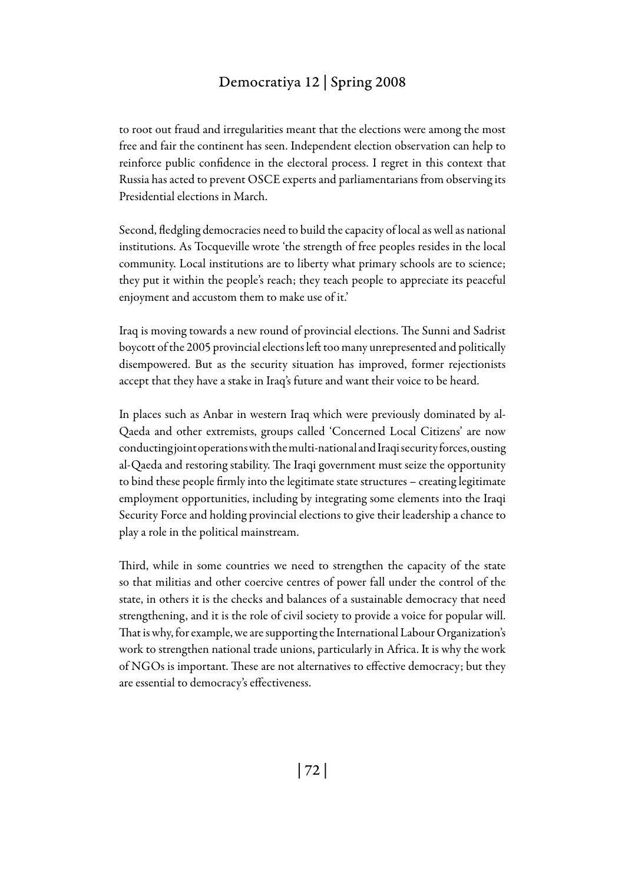to root out fraud and irregularities meant that the elections were among the most free and fair the continent has seen. Independent election observation can help to reinforce public confidence in the electoral process. I regret in this context that Russia has acted to prevent OSCE experts and parliamentarians from observing its Presidential elections in March.

Second, fledgling democracies need to build the capacity of local as well as national institutions. As Tocqueville wrote 'the strength of free peoples resides in the local community. Local institutions are to liberty what primary schools are to science; they put it within the people's reach; they teach people to appreciate its peaceful enjoyment and accustom them to make use of it.'

Iraq is moving towards a new round of provincial elections. The Sunni and Sadrist boycott of the 2005 provincial elections left too many unrepresented and politically disempowered. But as the security situation has improved, former rejectionists accept that they have a stake in Iraq's future and want their voice to be heard.

In places such as Anbar in western Iraq which were previously dominated by al-Qaeda and other extremists, groups called 'Concerned Local Citizens' are now conducting joint operations with the multi-national and Iraqi security forces, ousting al-Qaeda and restoring stability. The Iraqi government must seize the opportunity to bind these people firmly into the legitimate state structures – creating legitimate employment opportunities, including by integrating some elements into the Iraqi Security Force and holding provincial elections to give their leadership a chance to play a role in the political mainstream.

Third, while in some countries we need to strengthen the capacity of the state so that militias and other coercive centres of power fall under the control of the state, in others it is the checks and balances of a sustainable democracy that need strengthening, and it is the role of civil society to provide a voice for popular will. That is why, for example, we are supporting the International Labour Organization's work to strengthen national trade unions, particularly in Africa. It is why the work of NGOs is important. These are not alternatives to effective democracy; but they are essential to democracy's effectiveness.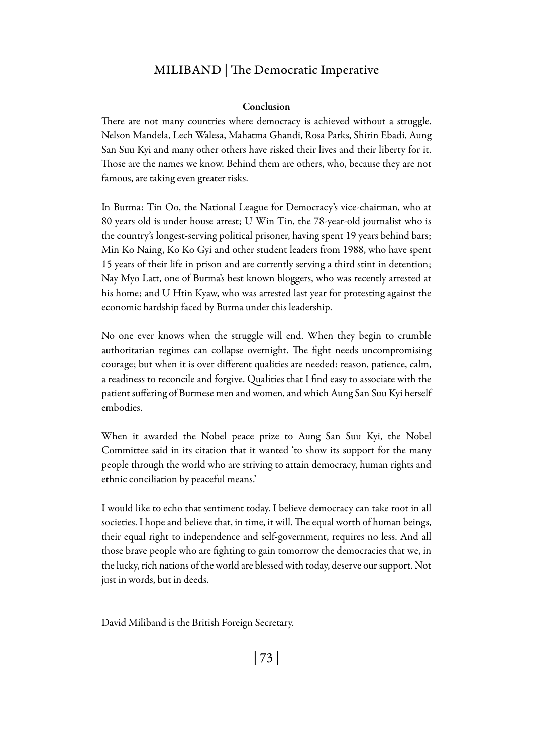## Conclusion

There are not many countries where democracy is achieved without a struggle. Nelson Mandela, Lech Walesa, Mahatma Ghandi, Rosa Parks, Shirin Ebadi, Aung San Suu Kyi and many other others have risked their lives and their liberty for it. Those are the names we know. Behind them are others, who, because they are not famous, are taking even greater risks.

In Burma: Tin Oo, the National League for Democracy's vice-chairman, who at 80 years old is under house arrest; U Win Tin, the 78-year-old journalist who is the country's longest-serving political prisoner, having spent 19 years behind bars; Min Ko Naing, Ko Ko Gyi and other student leaders from 1988, who have spent 15 years of their life in prison and are currently serving a third stint in detention; Nay Myo Latt, one of Burma's best known bloggers, who was recently arrested at his home; and U Htin Kyaw, who was arrested last year for protesting against the economic hardship faced by Burma under this leadership.

No one ever knows when the struggle will end. When they begin to crumble authoritarian regimes can collapse overnight. The fight needs uncompromising courage; but when it is over different qualities are needed: reason, patience, calm, a readiness to reconcile and forgive. Qualities that I find easy to associate with the patient suffering of Burmese men and women, and which Aung San Suu Kyi herself embodies.

When it awarded the Nobel peace prize to Aung San Suu Kyi, the Nobel Committee said in its citation that it wanted 'to show its support for the many people through the world who are striving to attain democracy, human rights and ethnic conciliation by peaceful means.'

I would like to echo that sentiment today. I believe democracy can take root in all societies. I hope and believe that, in time, it will. The equal worth of human beings, their equal right to independence and self-government, requires no less. And all those brave people who are fighting to gain tomorrow the democracies that we, in the lucky, rich nations of the world are blessed with today, deserve our support. Not just in words, but in deeds.

---

David Miliband is the British Foreign Secretary.